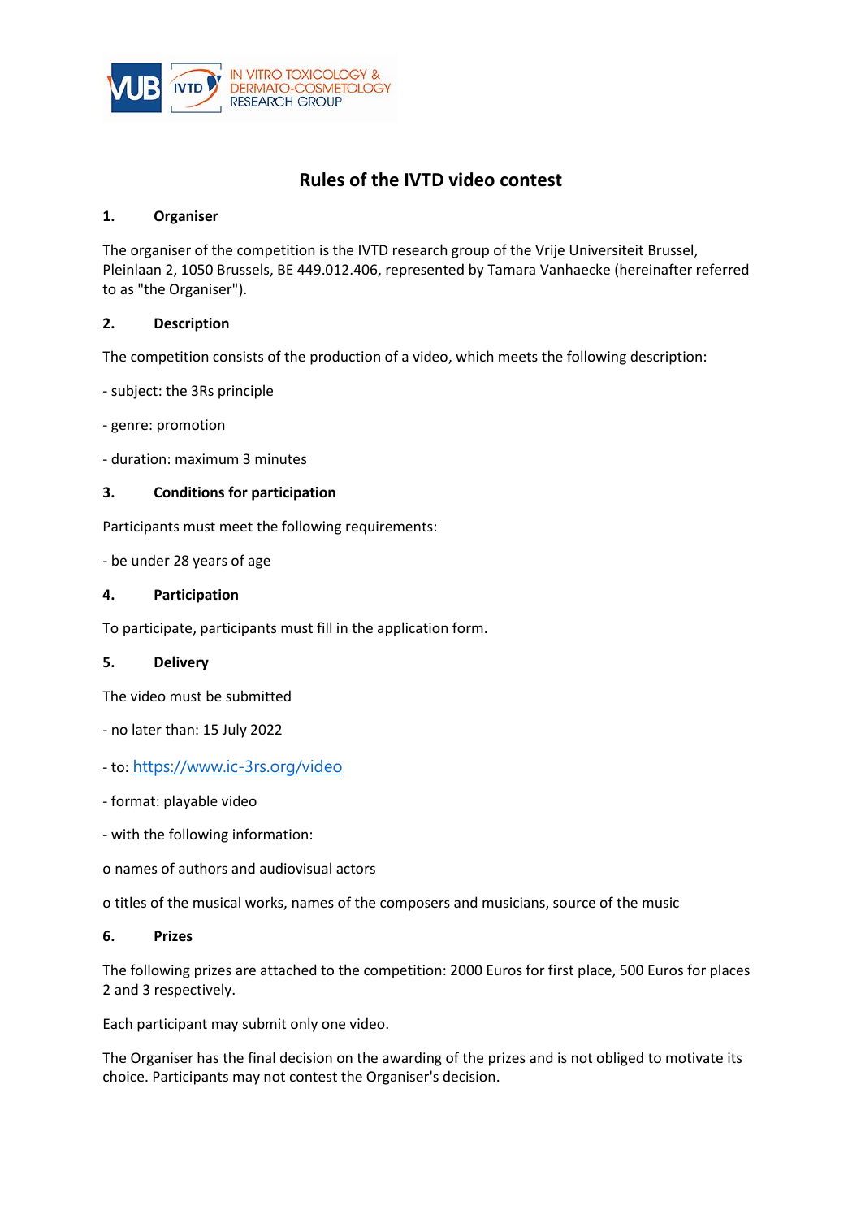# Rules of the IVTD video contest

## 1. Organiser

The organiser of the competition is the IVTD research group of the Vrije Universiteit Brussel, Pleinlaan 2, 1050 Brussels, BE 449.012.406, represented by Tamara Vanhaecke (hereinafter referred to as "the Organiser").

## 2. Description

The competition consists of the production of a video, which meets the following description:

- subject: the 3Rs principle
- genre: promotion
- duration: maximum 3 minutes

## 3. Conditions for participation

Participants must meet the following requirements:

- be under 28 years of age

## 4. Participation

To participate, participants must fill in the application form.

## 5. Delivery

The video must be submitted

- no later than: 15 July 2022
- to: [https://www.ic-3rs.org/video](https://www.ic-3rs.org/video)
- format: playable video
- with the following information:
    - names of authors and audiovisual actors
    - titles of the musical works, names of the composers and musicians, source of the music

## 6. Prizes

The following prizes are attached to the competition: 2000 Euros for first place, 500 Euros for places 2 and 3 respectively.

Each participant may submit only one video.

The Organiser has the final decision on the awarding of the prizes and is not obliged to motivate its choice. Participants may not contest the Organiser's decision.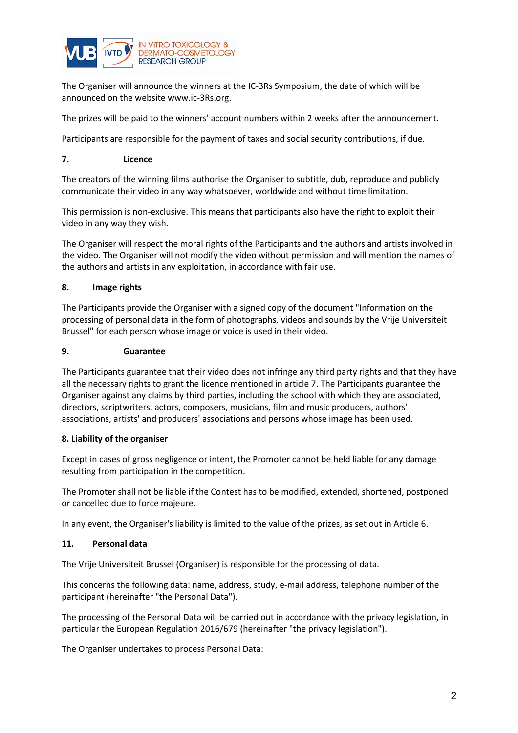The Organiser will announce the winners at the IC-3Rs Symposium, the date of which will be announced on the website www.ic-3Rs.org.

The prizes will be paid to the winners' account numbers within 2 weeks after the announcement.

Participants are responsible for the payment of taxes and social security contributions, if due.

## 7. Licence

The creators of the winning films authorise the Organiser to subtitle, dub, reproduce and publicly communicate their video in any way whatsoever, worldwide and without time limitation.

This permission is non-exclusive. This means that participants also have the right to exploit their video in any way they wish.

The Organiser will respect the moral rights of the Participants and the authors and artists involved in the video. The Organiser will not modify the video without permission and will mention the names of the authors and artists in any exploitation, in accordance with fair use.

## 8. Image rights

The Participants provide the Organiser with a signed copy of the document "Information on the processing of personal data in the form of photographs, videos and sounds by the Vrije Universiteit Brussel" for each person whose image or voice is used in their video.

## 9. Guarantee

The Participants guarantee that their video does not infringe any third party rights and that they have all the necessary rights to grant the licence mentioned in article 7. The Participants guarantee the Organiser against any claims by third parties, including the school with which they are associated, directors, scriptwriters, actors, composers, musicians, film and music producers, authors' associations, artists' and producers' associations and persons whose image has been used.

## 8. Liability of the organiser

Except in cases of gross negligence or intent, the Promoter cannot be held liable for any damage resulting from participation in the competition.

The Promoter shall not be liable if the Contest has to be modified, extended, shortened, postponed or cancelled due to force majeure.

In any event, the Organiser's liability is limited to the value of the prizes, as set out in Article 6.

## 11. Personal data

The Vrije Universiteit Brussel (Organiser) is responsible for the processing of data.

This concerns the following data: name, address, study, e-mail address, telephone number of the participant (hereinafter "the Personal Data").

The processing of the Personal Data will be carried out in accordance with the privacy legislation, in particular the European Regulation 2016/679 (hereinafter "the privacy legislation").

The Organiser undertakes to process Personal Data: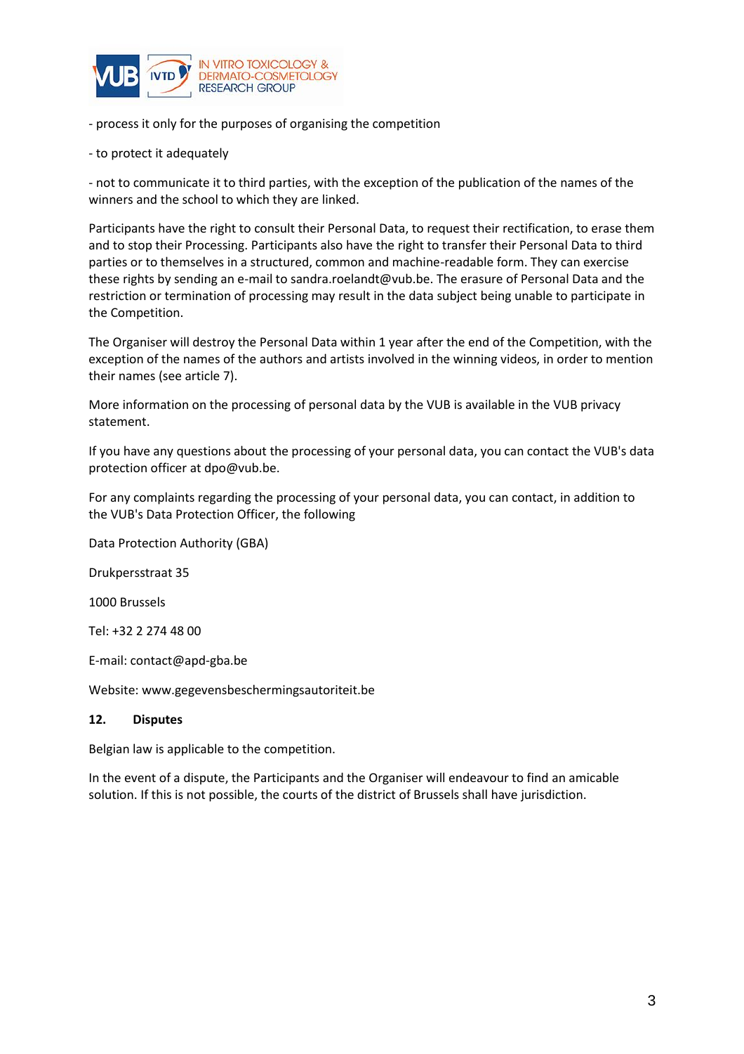- process it only for the purposes of organising the competition

- to protect it adequately

- not to communicate it to third parties, with the exception of the publication of the names of the winners and the school to which they are linked.

Participants have the right to consult their Personal Data, to request their rectification, to erase them and to stop their Processing. Participants also have the right to transfer their Personal Data to third parties or to themselves in a structured, common and machine-readable form. They can exercise these rights by sending an e-mail to sandra.roelandt@vub.be. The erasure of Personal Data and the restriction or termination of processing may result in the data subject being unable to participate in the Competition.

The Organiser will destroy the Personal Data within 1 year after the end of the Competition, with the exception of the names of the authors and artists involved in the winning videos, in order to mention their names (see article 7).

More information on the processing of personal data by the VUB is available in the VUB privacy statement.

If you have any questions about the processing of your personal data, you can contact the VUB's data protection officer at dpo@vub.be.

For any complaints regarding the processing of your personal data, you can contact, in addition to the VUB's Data Protection Officer, the following

Data Protection Authority (GBA)

Drukpersstraat 35

1000 Brussels

Tel: +32 2 274 48 00

E-mail: contact@apd-gba.be

Website: www.gegevensbeschermingsautoriteit.be

### 12. Disputes

Belgian law is applicable to the competition.

In the event of a dispute, the Participants and the Organiser will endeavour to find an amicable solution. If this is not possible, the courts of the district of Brussels shall have jurisdiction.